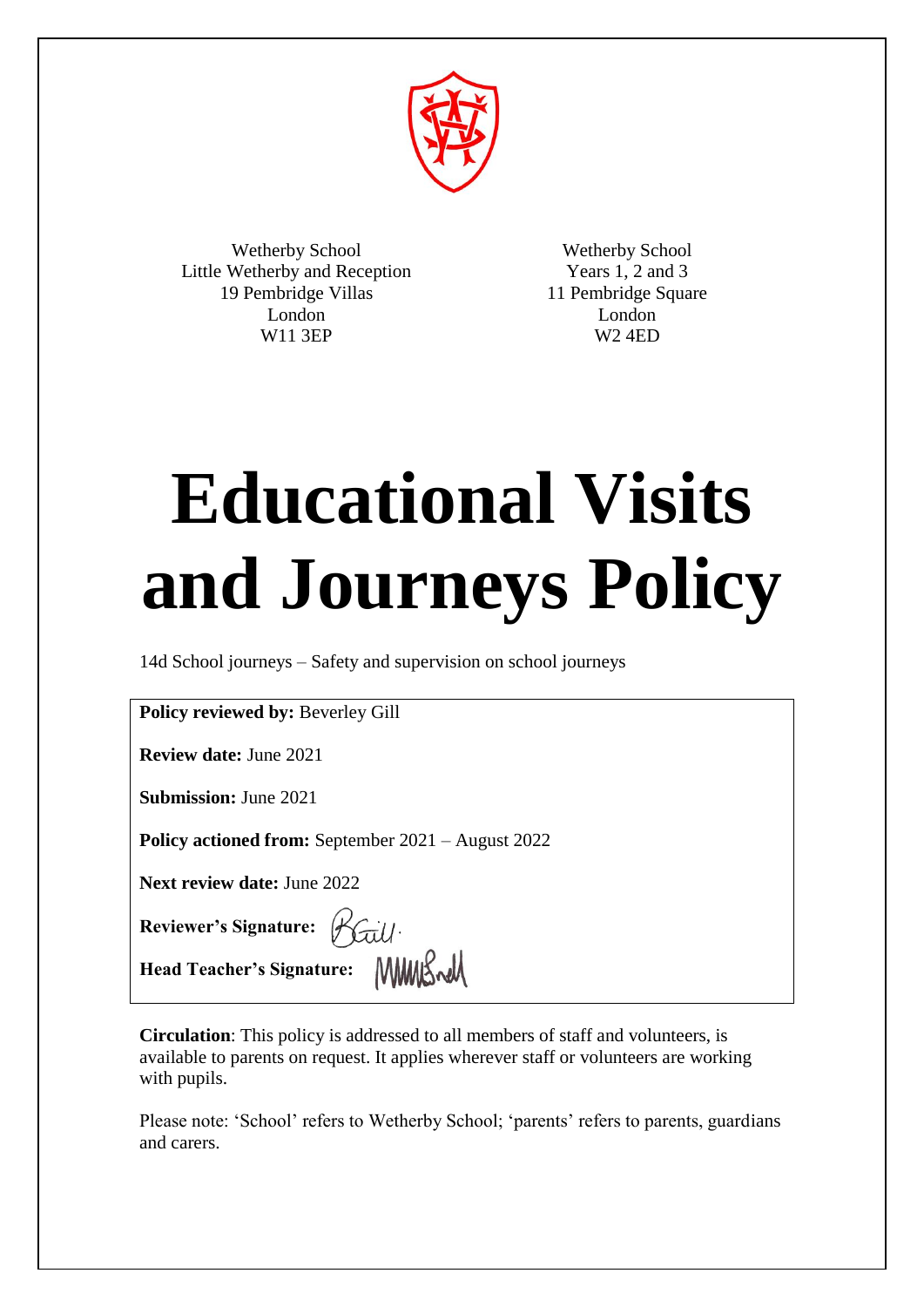Wetherby School
Little Wetherby and Reception
19 Pembridge Villas
London
W11 3EP

Wetherby School
Years 1, 2 and 3
11 Pembridge Square
London
W2 4ED

# Educational Visits and Journeys Policy

14d School journeys – Safety and supervision on school journeys

**Policy reviewed by:** Beverley Gill

**Review date:** June 2021

**Submission:** June 2021

**Policy actioned from:** September 2021 – August 2022

**Next review date:** June 2022

**Reviewer's Signature:**

**Head Teacher's Signature:**

**Circulation**: This policy is addressed to all members of staff and volunteers, is available to parents on request. It applies wherever staff or volunteers are working with pupils.

Please note: 'School' refers to Wetherby School; 'parents' refers to parents, guardians and carers.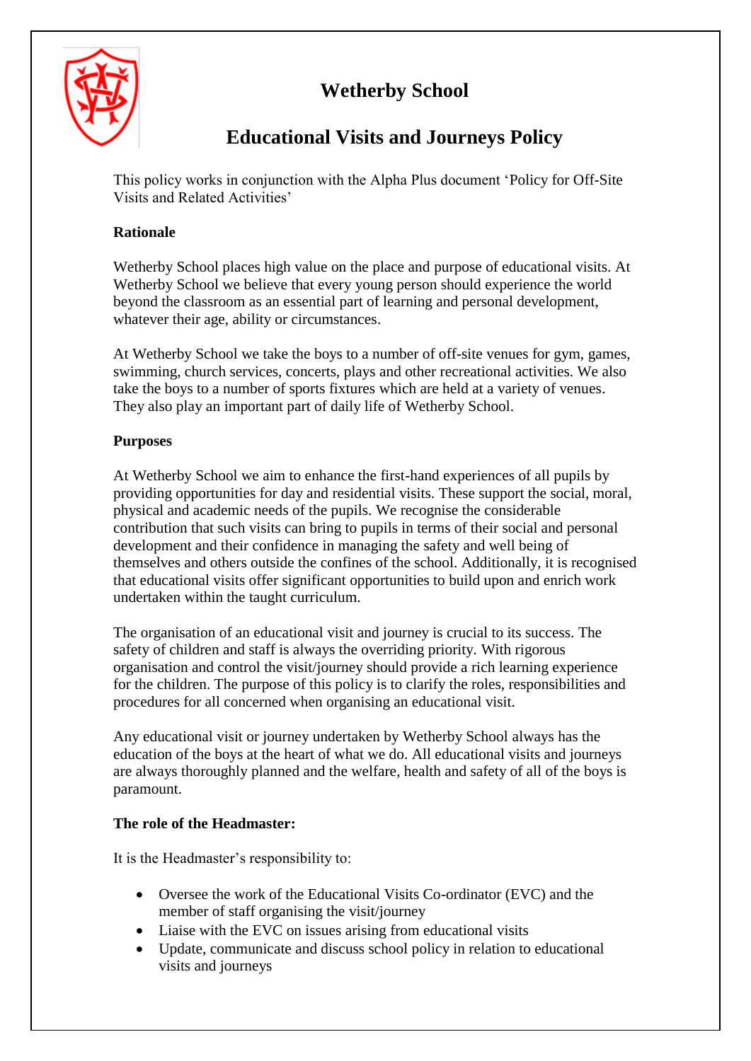# Wetherby School

## Educational Visits and Journeys Policy

This policy works in conjunction with the Alpha Plus document 'Policy for Off-Site Visits and Related Activities'

**Rationale**

Wetherby School places high value on the place and purpose of educational visits. At Wetherby School we believe that every young person should experience the world beyond the classroom as an essential part of learning and personal development, whatever their age, ability or circumstances.

At Wetherby School we take the boys to a number of off-site venues for gym, games, swimming, church services, concerts, plays and other recreational activities. We also take the boys to a number of sports fixtures which are held at a variety of venues. They also play an important part of daily life of Wetherby School.

**Purposes**

At Wetherby School we aim to enhance the first-hand experiences of all pupils by providing opportunities for day and residential visits. These support the social, moral, physical and academic needs of the pupils. We recognise the considerable contribution that such visits can bring to pupils in terms of their social and personal development and their confidence in managing the safety and well being of themselves and others outside the confines of the school. Additionally, it is recognised that educational visits offer significant opportunities to build upon and enrich work undertaken within the taught curriculum.

The organisation of an educational visit and journey is crucial to its success. The safety of children and staff is always the overriding priority. With rigorous organisation and control the visit/journey should provide a rich learning experience for the children. The purpose of this policy is to clarify the roles, responsibilities and procedures for all concerned when organising an educational visit.

Any educational visit or journey undertaken by Wetherby School always has the education of the boys at the heart of what we do. All educational visits and journeys are always thoroughly planned and the welfare, health and safety of all of the boys is paramount.

**The role of the Headmaster:**

It is the Headmaster's responsibility to:

- Oversee the work of the Educational Visits Co-ordinator (EVC) and the member of staff organising the visit/journey
- Liaise with the EVC on issues arising from educational visits
- Update, communicate and discuss school policy in relation to educational visits and journeys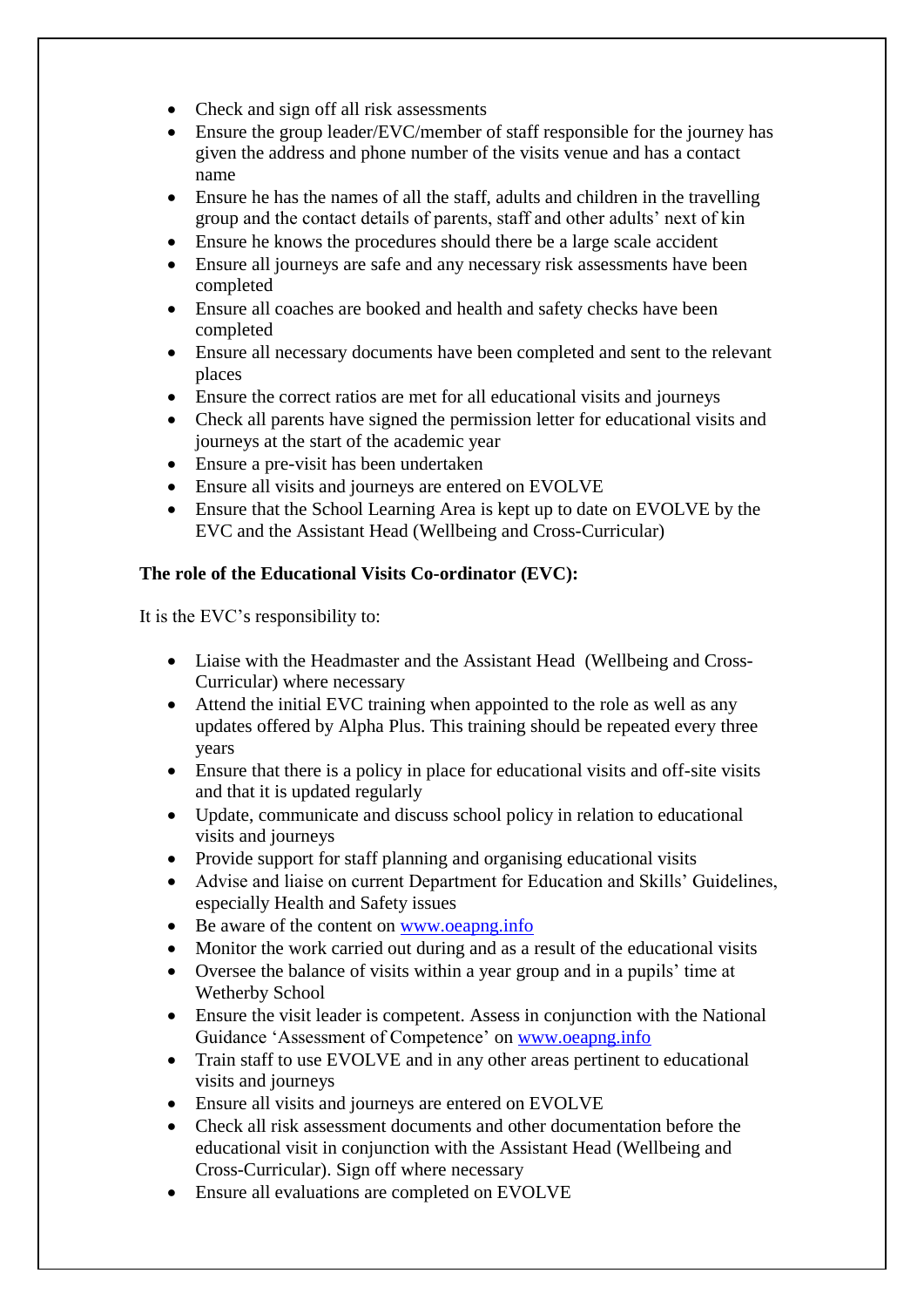- Check and sign off all risk assessments
- Ensure the group leader/EVC/member of staff responsible for the journey has given the address and phone number of the visits venue and has a contact name
- Ensure he has the names of all the staff, adults and children in the travelling group and the contact details of parents, staff and other adults' next of kin
- Ensure he knows the procedures should there be a large scale accident
- Ensure all journeys are safe and any necessary risk assessments have been completed
- Ensure all coaches are booked and health and safety checks have been completed
- Ensure all necessary documents have been completed and sent to the relevant places
- Ensure the correct ratios are met for all educational visits and journeys
- Check all parents have signed the permission letter for educational visits and journeys at the start of the academic year
- Ensure a pre-visit has been undertaken
- Ensure all visits and journeys are entered on EVOLVE
- Ensure that the School Learning Area is kept up to date on EVOLVE by the EVC and the Assistant Head (Wellbeing and Cross-Curricular)

**The role of the Educational Visits Co-ordinator (EVC):**

It is the EVC's responsibility to:

- Liaise with the Headmaster and the Assistant Head (Wellbeing and Cross-Curricular) where necessary
- Attend the initial EVC training when appointed to the role as well as any updates offered by Alpha Plus. This training should be repeated every three years
- Ensure that there is a policy in place for educational visits and off-site visits and that it is updated regularly
- Update, communicate and discuss school policy in relation to educational visits and journeys
- Provide support for staff planning and organising educational visits
- Advise and liaise on current Department for Education and Skills' Guidelines, especially Health and Safety issues
- Be aware of the content on [www.oeapng.info](www.oeapng.info)
- Monitor the work carried out during and as a result of the educational visits
- Oversee the balance of visits within a year group and in a pupils' time at Wetherby School
- Ensure the visit leader is competent. Assess in conjunction with the National Guidance 'Assessment of Competence' on [www.oeapng.info](www.oeapng.info)
- Train staff to use EVOLVE and in any other areas pertinent to educational visits and journeys
- Ensure all visits and journeys are entered on EVOLVE
- Check all risk assessment documents and other documentation before the educational visit in conjunction with the Assistant Head (Wellbeing and Cross-Curricular). Sign off where necessary
- Ensure all evaluations are completed on EVOLVE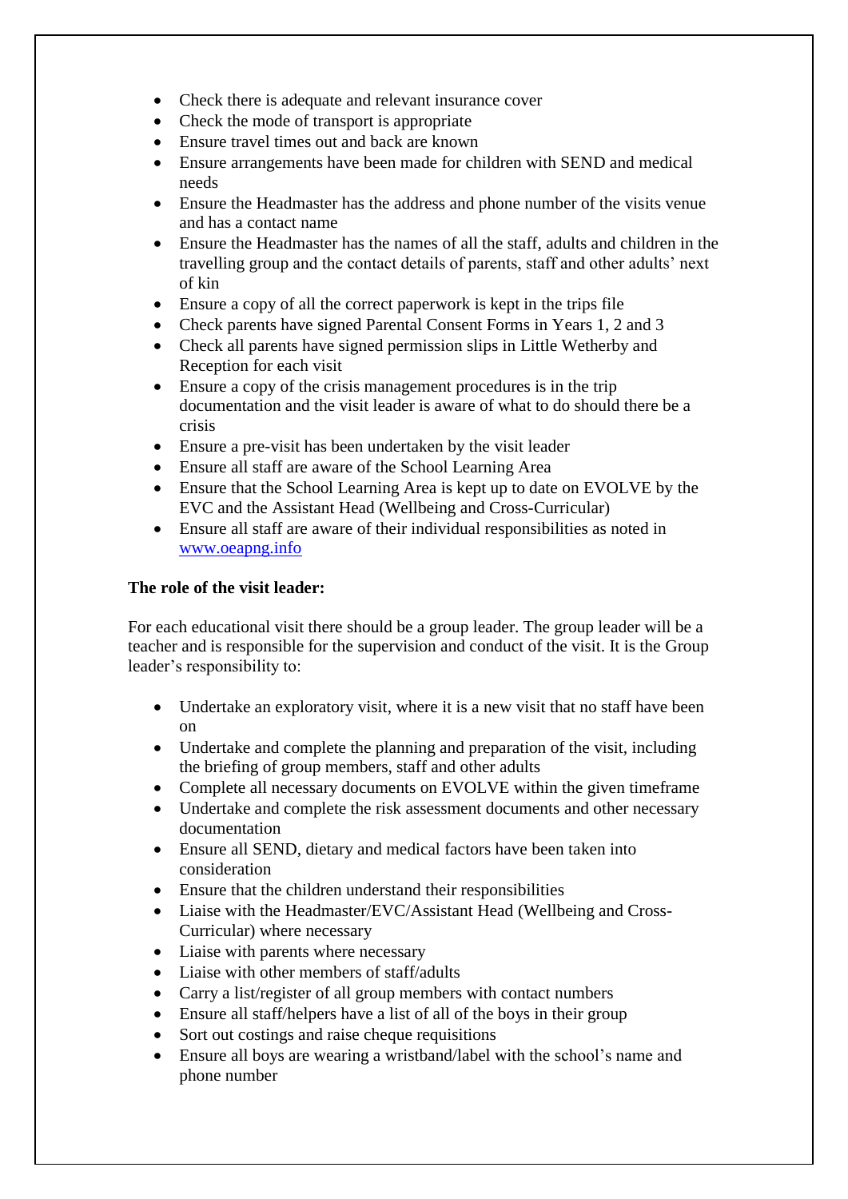- Check there is adequate and relevant insurance cover
- Check the mode of transport is appropriate
- Ensure travel times out and back are known
- Ensure arrangements have been made for children with SEND and medical needs
- Ensure the Headmaster has the address and phone number of the visits venue and has a contact name
- Ensure the Headmaster has the names of all the staff, adults and children in the travelling group and the contact details of parents, staff and other adults' next of kin
- Ensure a copy of all the correct paperwork is kept in the trips file
- Check parents have signed Parental Consent Forms in Years 1, 2 and 3
- Check all parents have signed permission slips in Little Wetherby and Reception for each visit
- Ensure a copy of the crisis management procedures is in the trip documentation and the visit leader is aware of what to do should there be a crisis
- Ensure a pre-visit has been undertaken by the visit leader
- Ensure all staff are aware of the School Learning Area
- Ensure that the School Learning Area is kept up to date on EVOLVE by the EVC and the Assistant Head (Wellbeing and Cross-Curricular)
- Ensure all staff are aware of their individual responsibilities as noted in [www.oeapng.info](www.oeapng.info)

**The role of the visit leader:**

For each educational visit there should be a group leader. The group leader will be a teacher and is responsible for the supervision and conduct of the visit. It is the Group leader's responsibility to:

- Undertake an exploratory visit, where it is a new visit that no staff have been on
- Undertake and complete the planning and preparation of the visit, including the briefing of group members, staff and other adults
- Complete all necessary documents on EVOLVE within the given timeframe
- Undertake and complete the risk assessment documents and other necessary documentation
- Ensure all SEND, dietary and medical factors have been taken into consideration
- Ensure that the children understand their responsibilities
- Liaise with the Headmaster/EVC/Assistant Head (Wellbeing and Cross-Curricular) where necessary
- Liaise with parents where necessary
- Liaise with other members of staff/adults
- Carry a list/register of all group members with contact numbers
- Ensure all staff/helpers have a list of all of the boys in their group
- Sort out costings and raise cheque requisitions
- Ensure all boys are wearing a wristband/label with the school's name and phone number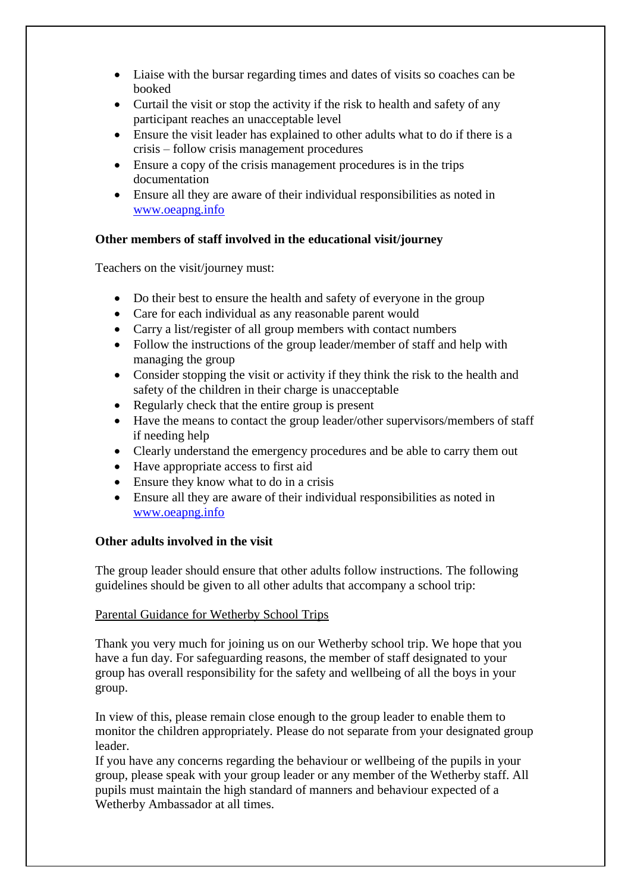- Liaise with the bursar regarding times and dates of visits so coaches can be booked
- Curtail the visit or stop the activity if the risk to health and safety of any participant reaches an unacceptable level
- Ensure the visit leader has explained to other adults what to do if there is a crisis – follow crisis management procedures
- Ensure a copy of the crisis management procedures is in the trips documentation
- Ensure all they are aware of their individual responsibilities as noted in [www.oeapng.info](http://www.oeapng.info)

**Other members of staff involved in the educational visit/journey**

Teachers on the visit/journey must:

- Do their best to ensure the health and safety of everyone in the group
- Care for each individual as any reasonable parent would
- Carry a list/register of all group members with contact numbers
- Follow the instructions of the group leader/member of staff and help with managing the group
- Consider stopping the visit or activity if they think the risk to the health and safety of the children in their charge is unacceptable
- Regularly check that the entire group is present
- Have the means to contact the group leader/other supervisors/members of staff if needing help
- Clearly understand the emergency procedures and be able to carry them out
- Have appropriate access to first aid
- Ensure they know what to do in a crisis
- Ensure all they are aware of their individual responsibilities as noted in [www.oeapng.info](http://www.oeapng.info)

**Other adults involved in the visit**

The group leader should ensure that other adults follow instructions. The following guidelines should be given to all other adults that accompany a school trip:

<u>Parental Guidance for Wetherby School Trips</u>

Thank you very much for joining us on our Wetherby school trip. We hope that you have a fun day. For safeguarding reasons, the member of staff designated to your group has overall responsibility for the safety and wellbeing of all the boys in your group.

In view of this, please remain close enough to the group leader to enable them to monitor the children appropriately. Please do not separate from your designated group leader.

If you have any concerns regarding the behaviour or wellbeing of the pupils in your group, please speak with your group leader or any member of the Wetherby staff. All pupils must maintain the high standard of manners and behaviour expected of a Wetherby Ambassador at all times.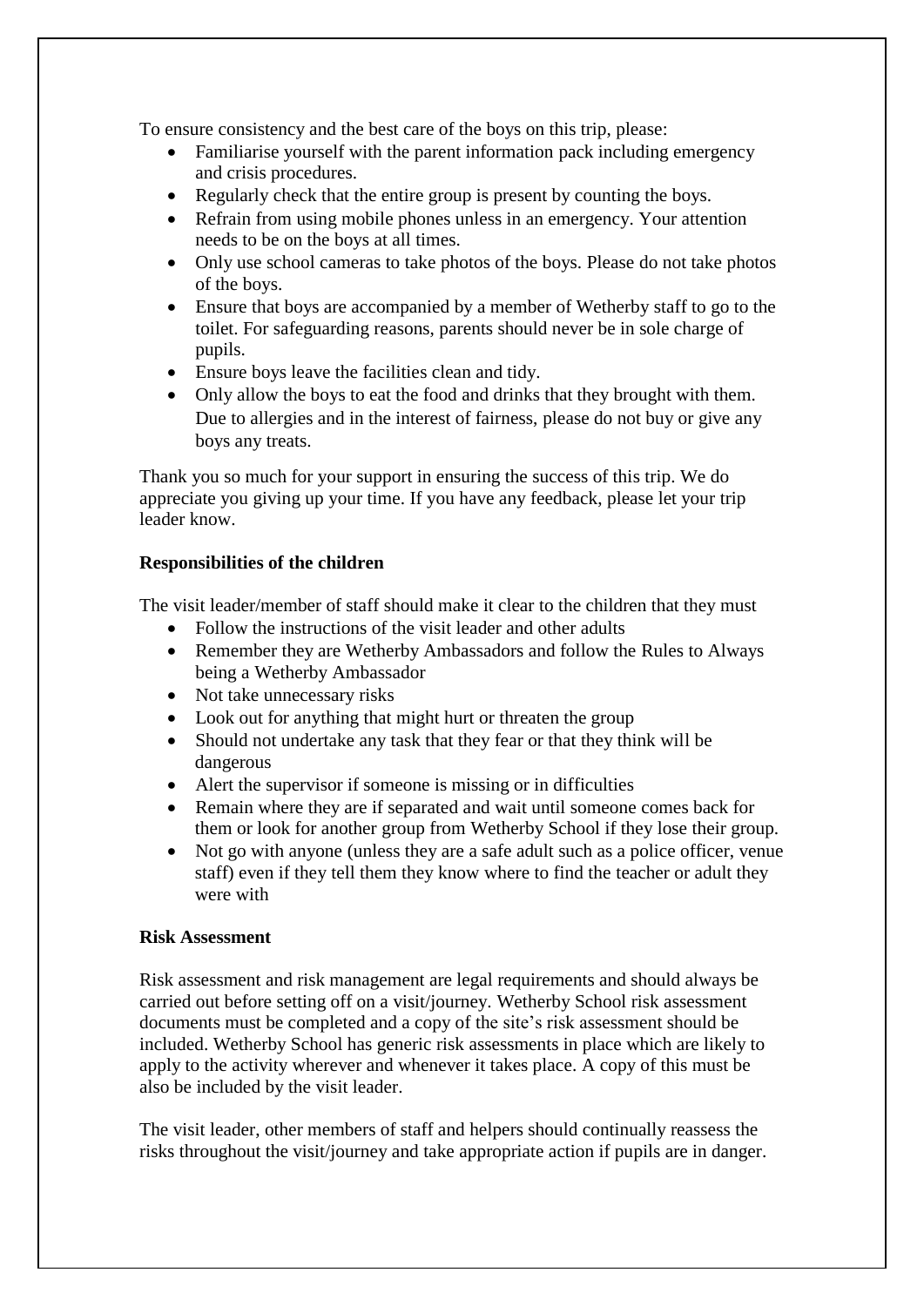To ensure consistency and the best care of the boys on this trip, please:

- Familiarise yourself with the parent information pack including emergency and crisis procedures.
- Regularly check that the entire group is present by counting the boys.
- Refrain from using mobile phones unless in an emergency. Your attention needs to be on the boys at all times.
- Only use school cameras to take photos of the boys. Please do not take photos of the boys.
- Ensure that boys are accompanied by a member of Wetherby staff to go to the toilet. For safeguarding reasons, parents should never be in sole charge of pupils.
- Ensure boys leave the facilities clean and tidy.
- Only allow the boys to eat the food and drinks that they brought with them. Due to allergies and in the interest of fairness, please do not buy or give any boys any treats.

Thank you so much for your support in ensuring the success of this trip. We do appreciate you giving up your time. If you have any feedback, please let your trip leader know.

**Responsibilities of the children**

The visit leader/member of staff should make it clear to the children that they must

- Follow the instructions of the visit leader and other adults
- Remember they are Wetherby Ambassadors and follow the Rules to Always being a Wetherby Ambassador
- Not take unnecessary risks
- Look out for anything that might hurt or threaten the group
- Should not undertake any task that they fear or that they think will be dangerous
- Alert the supervisor if someone is missing or in difficulties
- Remain where they are if separated and wait until someone comes back for them or look for another group from Wetherby School if they lose their group.
- Not go with anyone (unless they are a safe adult such as a police officer, venue staff) even if they tell them they know where to find the teacher or adult they were with

**Risk Assessment**

Risk assessment and risk management are legal requirements and should always be carried out before setting off on a visit/journey. Wetherby School risk assessment documents must be completed and a copy of the site's risk assessment should be included. Wetherby School has generic risk assessments in place which are likely to apply to the activity wherever and whenever it takes place. A copy of this must be also be included by the visit leader.

The visit leader, other members of staff and helpers should continually reassess the risks throughout the visit/journey and take appropriate action if pupils are in danger.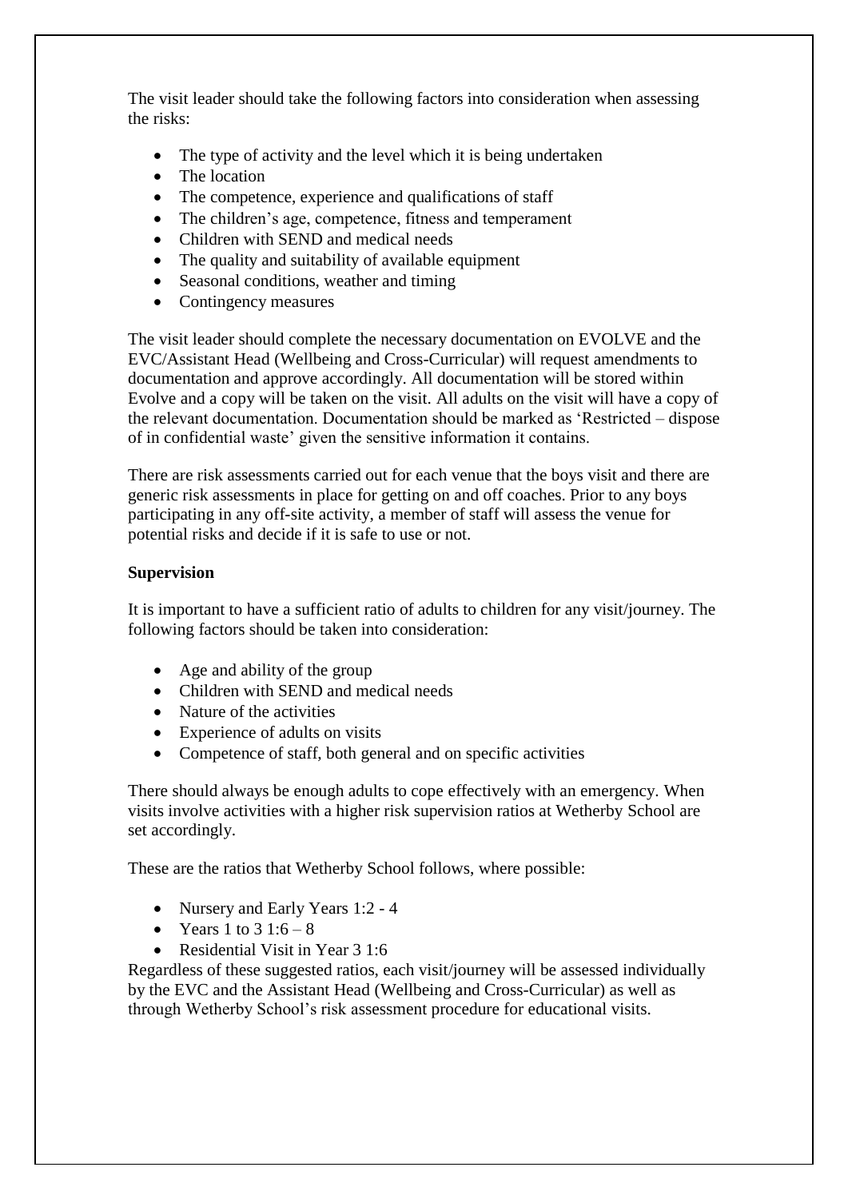The visit leader should take the following factors into consideration when assessing the risks:

- The type of activity and the level which it is being undertaken
- The location
- The competence, experience and qualifications of staff
- The children's age, competence, fitness and temperament
- Children with SEND and medical needs
- The quality and suitability of available equipment
- Seasonal conditions, weather and timing
- Contingency measures

The visit leader should complete the necessary documentation on EVOLVE and the EVC/Assistant Head (Wellbeing and Cross-Curricular) will request amendments to documentation and approve accordingly. All documentation will be stored within Evolve and a copy will be taken on the visit. All adults on the visit will have a copy of the relevant documentation. Documentation should be marked as 'Restricted – dispose of in confidential waste' given the sensitive information it contains.

There are risk assessments carried out for each venue that the boys visit and there are generic risk assessments in place for getting on and off coaches. Prior to any boys participating in any off-site activity, a member of staff will assess the venue for potential risks and decide if it is safe to use or not.

**Supervision**

It is important to have a sufficient ratio of adults to children for any visit/journey. The following factors should be taken into consideration:

- Age and ability of the group
- Children with SEND and medical needs
- Nature of the activities
- Experience of adults on visits
- Competence of staff, both general and on specific activities

There should always be enough adults to cope effectively with an emergency. When visits involve activities with a higher risk supervision ratios at Wetherby School are set accordingly.

These are the ratios that Wetherby School follows, where possible:

- Nursery and Early Years 1:2 - 4
- Years 1 to 3 1:6 – 8
- Residential Visit in Year 3 1:6

Regardless of these suggested ratios, each visit/journey will be assessed individually by the EVC and the Assistant Head (Wellbeing and Cross-Curricular) as well as through Wetherby School's risk assessment procedure for educational visits.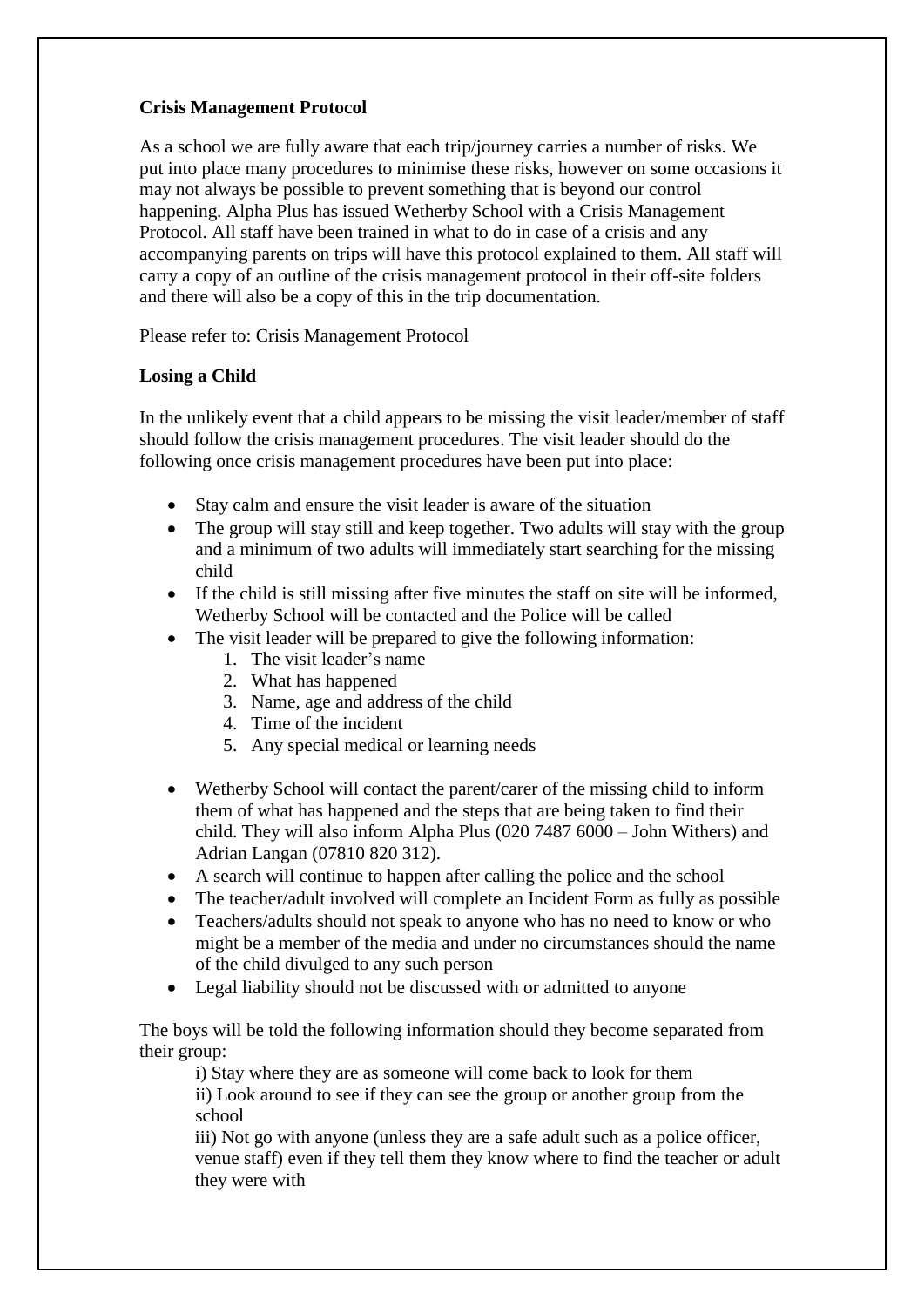**Crisis Management Protocol**

As a school we are fully aware that each trip/journey carries a number of risks. We put into place many procedures to minimise these risks, however on some occasions it may not always be possible to prevent something that is beyond our control happening. Alpha Plus has issued Wetherby School with a Crisis Management Protocol. All staff have been trained in what to do in case of a crisis and any accompanying parents on trips will have this protocol explained to them. All staff will carry a copy of an outline of the crisis management protocol in their off-site folders and there will also be a copy of this in the trip documentation.

Please refer to: Crisis Management Protocol

**Losing a Child**

In the unlikely event that a child appears to be missing the visit leader/member of staff should follow the crisis management procedures. The visit leader should do the following once crisis management procedures have been put into place:

- Stay calm and ensure the visit leader is aware of the situation
- The group will stay still and keep together. Two adults will stay with the group and a minimum of two adults will immediately start searching for the missing child
- If the child is still missing after five minutes the staff on site will be informed, Wetherby School will be contacted and the Police will be called
- The visit leader will be prepared to give the following information:
    1. The visit leader's name
    2. What has happened
    3. Name, age and address of the child
    4. Time of the incident
    5. Any special medical or learning needs
- Wetherby School will contact the parent/carer of the missing child to inform them of what has happened and the steps that are being taken to find their child. They will also inform Alpha Plus (020 7487 6000 – John Withers) and Adrian Langan (07810 820 312).
- A search will continue to happen after calling the police and the school
- The teacher/adult involved will complete an Incident Form as fully as possible
- Teachers/adults should not speak to anyone who has no need to know or who might be a member of the media and under no circumstances should the name of the child divulged to any such person
- Legal liability should not be discussed with or admitted to anyone

The boys will be told the following information should they become separated from their group:

i) Stay where they are as someone will come back to look for them

ii) Look around to see if they can see the group or another group from the school

iii) Not go with anyone (unless they are a safe adult such as a police officer, venue staff) even if they tell them they know where to find the teacher or adult they were with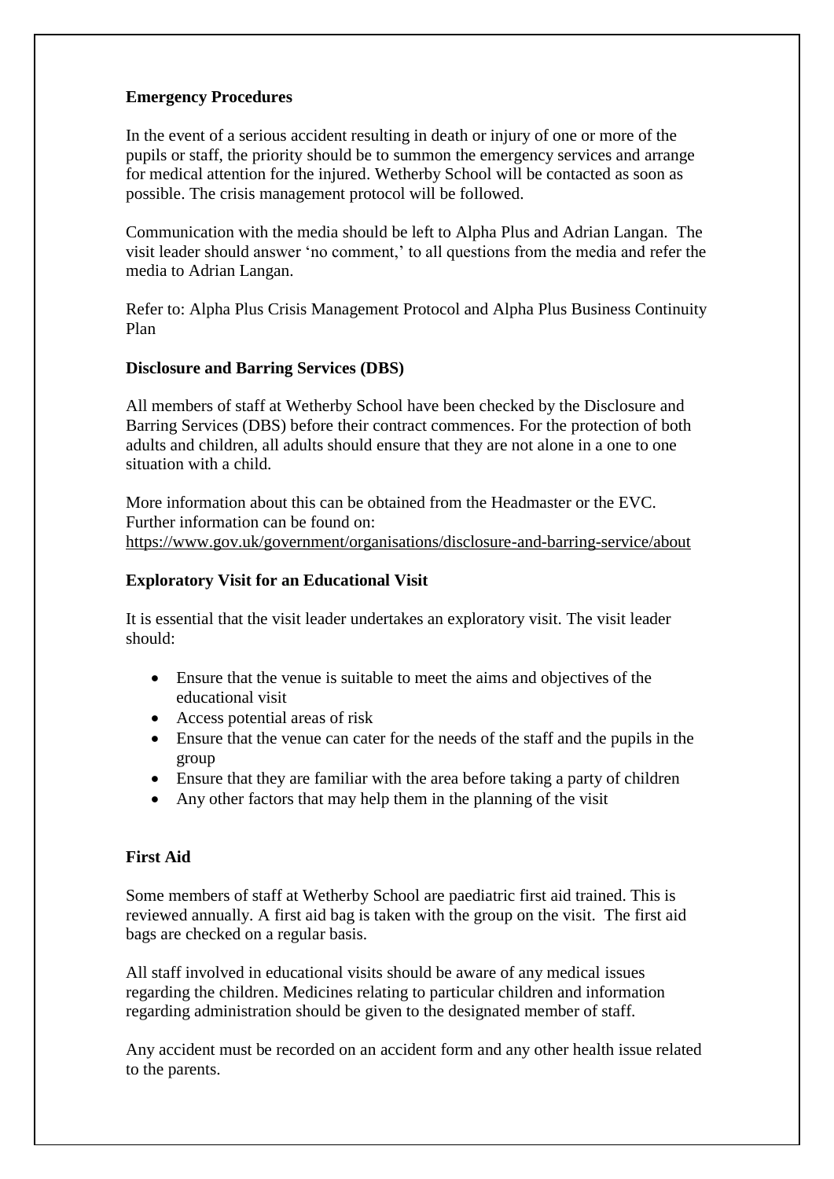**Emergency Procedures**

In the event of a serious accident resulting in death or injury of one or more of the pupils or staff, the priority should be to summon the emergency services and arrange for medical attention for the injured. Wetherby School will be contacted as soon as possible. The crisis management protocol will be followed.

Communication with the media should be left to Alpha Plus and Adrian Langan. The visit leader should answer 'no comment,' to all questions from the media and refer the media to Adrian Langan.

Refer to: Alpha Plus Crisis Management Protocol and Alpha Plus Business Continuity Plan

**Disclosure and Barring Services (DBS)**

All members of staff at Wetherby School have been checked by the Disclosure and Barring Services (DBS) before their contract commences. For the protection of both adults and children, all adults should ensure that they are not alone in a one to one situation with a child.

More information about this can be obtained from the Headmaster or the EVC. Further information can be found on:
https://www.gov.uk/government/organisations/disclosure-and-barring-service/about

**Exploratory Visit for an Educational Visit**

It is essential that the visit leader undertakes an exploratory visit. The visit leader should:

- Ensure that the venue is suitable to meet the aims and objectives of the educational visit
- Access potential areas of risk
- Ensure that the venue can cater for the needs of the staff and the pupils in the group
- Ensure that they are familiar with the area before taking a party of children
- Any other factors that may help them in the planning of the visit

**First Aid**

Some members of staff at Wetherby School are paediatric first aid trained. This is reviewed annually. A first aid bag is taken with the group on the visit. The first aid bags are checked on a regular basis.

All staff involved in educational visits should be aware of any medical issues regarding the children. Medicines relating to particular children and information regarding administration should be given to the designated member of staff.

Any accident must be recorded on an accident form and any other health issue related to the parents.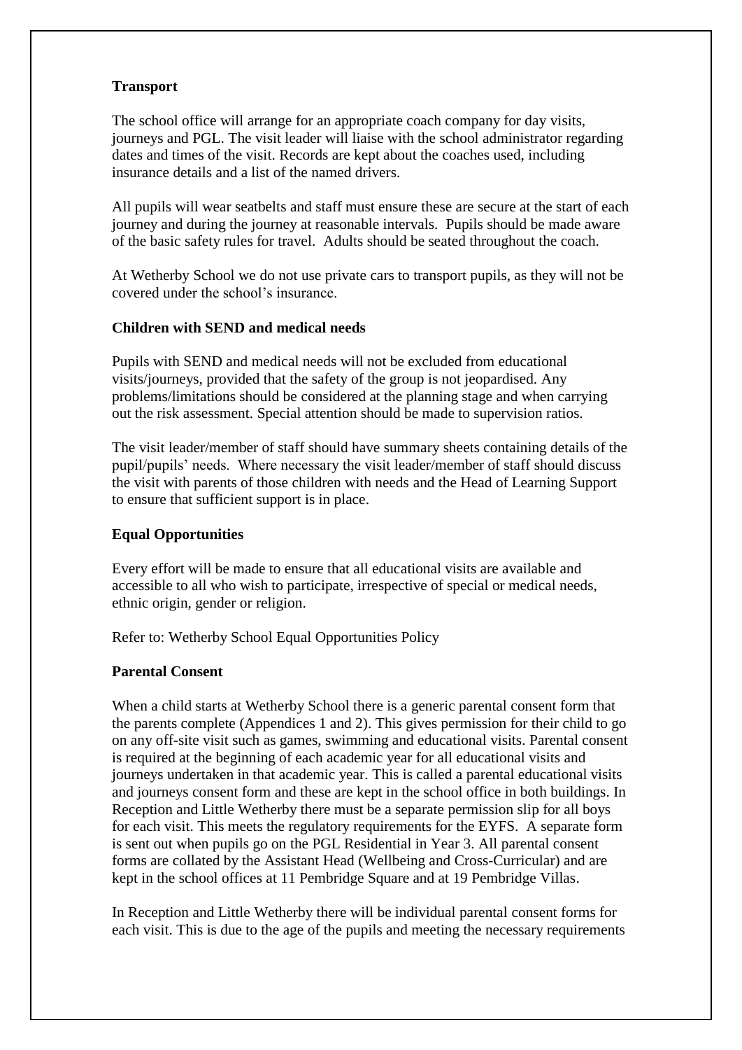**Transport**

The school office will arrange for an appropriate coach company for day visits, journeys and PGL. The visit leader will liaise with the school administrator regarding dates and times of the visit. Records are kept about the coaches used, including insurance details and a list of the named drivers.

All pupils will wear seatbelts and staff must ensure these are secure at the start of each journey and during the journey at reasonable intervals. Pupils should be made aware of the basic safety rules for travel. Adults should be seated throughout the coach.

At Wetherby School we do not use private cars to transport pupils, as they will not be covered under the school's insurance.

**Children with SEND and medical needs**

Pupils with SEND and medical needs will not be excluded from educational visits/journeys, provided that the safety of the group is not jeopardised. Any problems/limitations should be considered at the planning stage and when carrying out the risk assessment. Special attention should be made to supervision ratios.

The visit leader/member of staff should have summary sheets containing details of the pupil/pupils' needs. Where necessary the visit leader/member of staff should discuss the visit with parents of those children with needs and the Head of Learning Support to ensure that sufficient support is in place.

**Equal Opportunities**

Every effort will be made to ensure that all educational visits are available and accessible to all who wish to participate, irrespective of special or medical needs, ethnic origin, gender or religion.

Refer to: Wetherby School Equal Opportunities Policy

**Parental Consent**

When a child starts at Wetherby School there is a generic parental consent form that the parents complete (Appendices 1 and 2). This gives permission for their child to go on any off-site visit such as games, swimming and educational visits. Parental consent is required at the beginning of each academic year for all educational visits and journeys undertaken in that academic year. This is called a parental educational visits and journeys consent form and these are kept in the school office in both buildings. In Reception and Little Wetherby there must be a separate permission slip for all boys for each visit. This meets the regulatory requirements for the EYFS. A separate form is sent out when pupils go on the PGL Residential in Year 3. All parental consent forms are collated by the Assistant Head (Wellbeing and Cross-Curricular) and are kept in the school offices at 11 Pembridge Square and at 19 Pembridge Villas.

In Reception and Little Wetherby there will be individual parental consent forms for each visit. This is due to the age of the pupils and meeting the necessary requirements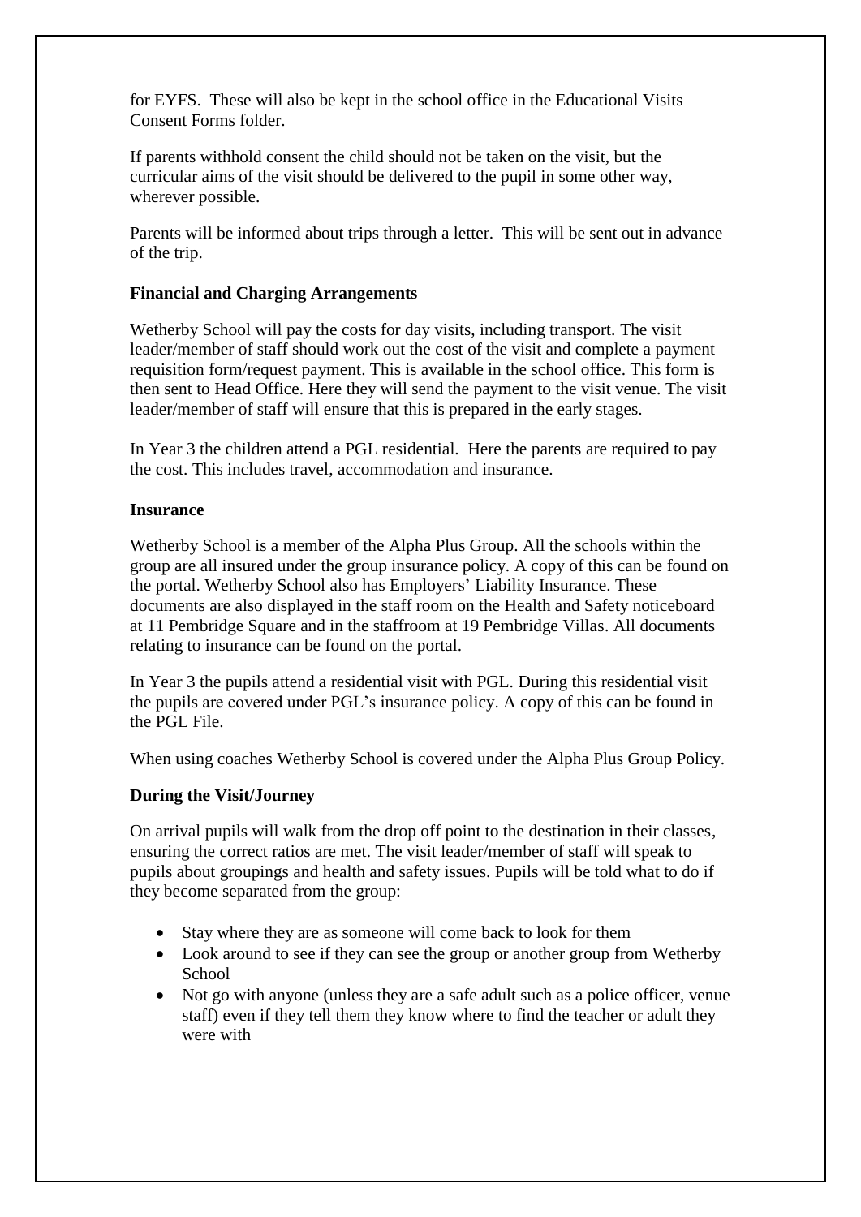for EYFS. These will also be kept in the school office in the Educational Visits Consent Forms folder.

If parents withhold consent the child should not be taken on the visit, but the curricular aims of the visit should be delivered to the pupil in some other way, wherever possible.

Parents will be informed about trips through a letter. This will be sent out in advance of the trip.

**Financial and Charging Arrangements**

Wetherby School will pay the costs for day visits, including transport. The visit leader/member of staff should work out the cost of the visit and complete a payment requisition form/request payment. This is available in the school office. This form is then sent to Head Office. Here they will send the payment to the visit venue. The visit leader/member of staff will ensure that this is prepared in the early stages.

In Year 3 the children attend a PGL residential. Here the parents are required to pay the cost. This includes travel, accommodation and insurance.

**Insurance**

Wetherby School is a member of the Alpha Plus Group. All the schools within the group are all insured under the group insurance policy. A copy of this can be found on the portal. Wetherby School also has Employers' Liability Insurance. These documents are also displayed in the staff room on the Health and Safety noticeboard at 11 Pembridge Square and in the staffroom at 19 Pembridge Villas. All documents relating to insurance can be found on the portal.

In Year 3 the pupils attend a residential visit with PGL. During this residential visit the pupils are covered under PGL's insurance policy. A copy of this can be found in the PGL File.

When using coaches Wetherby School is covered under the Alpha Plus Group Policy.

**During the Visit/Journey**

On arrival pupils will walk from the drop off point to the destination in their classes, ensuring the correct ratios are met. The visit leader/member of staff will speak to pupils about groupings and health and safety issues. Pupils will be told what to do if they become separated from the group:

- Stay where they are as someone will come back to look for them
- Look around to see if they can see the group or another group from Wetherby School
- Not go with anyone (unless they are a safe adult such as a police officer, venue staff) even if they tell them they know where to find the teacher or adult they were with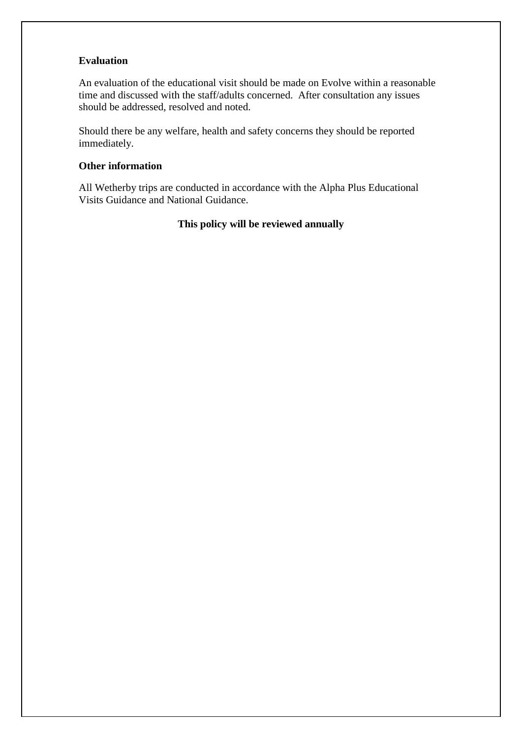**Evaluation**

An evaluation of the educational visit should be made on Evolve within a reasonable time and discussed with the staff/adults concerned. After consultation any issues should be addressed, resolved and noted.

Should there be any welfare, health and safety concerns they should be reported immediately.

**Other information**

All Wetherby trips are conducted in accordance with the Alpha Plus Educational Visits Guidance and National Guidance.

**This policy will be reviewed annually**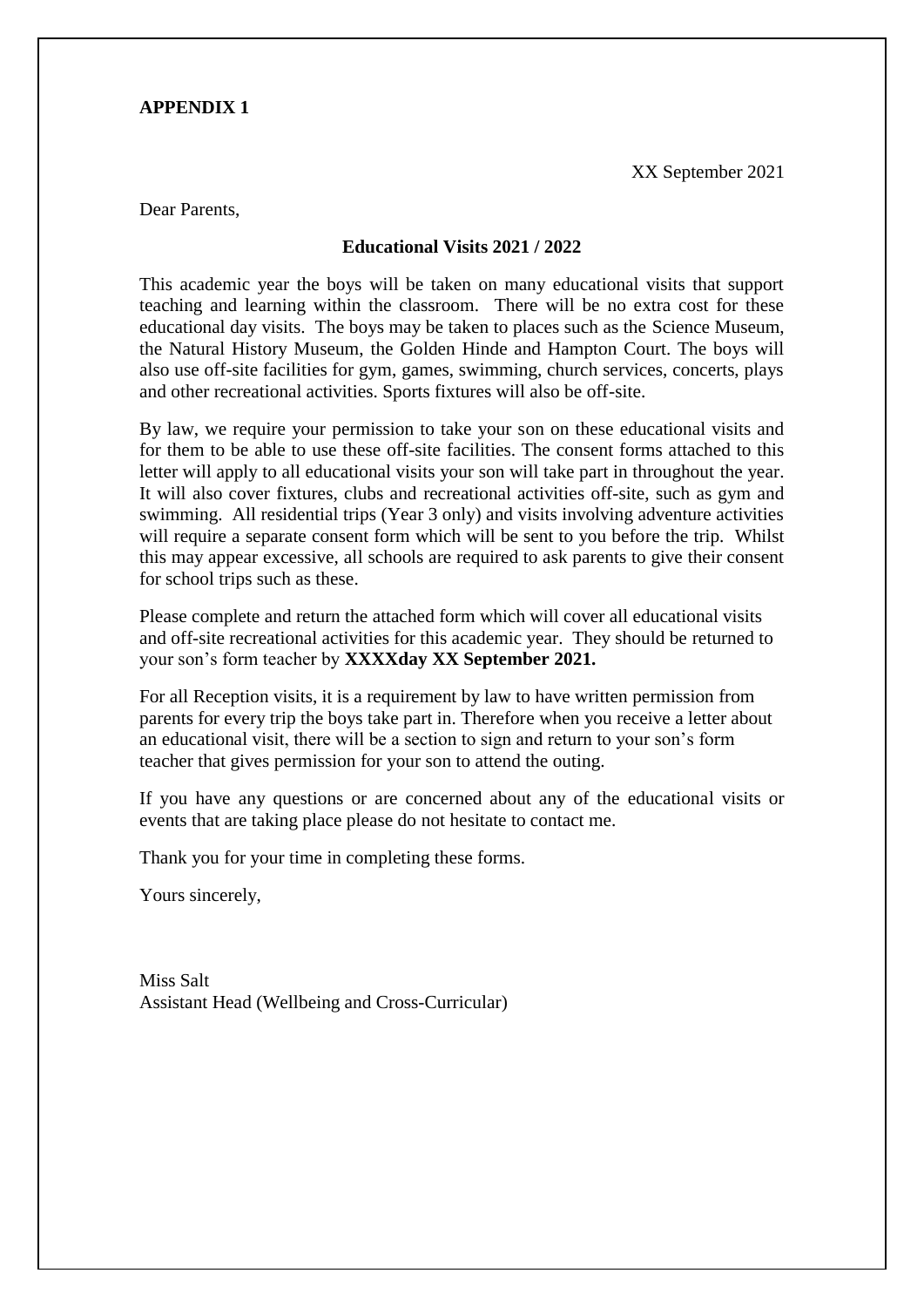**APPENDIX 1**

XX September 2021

Dear Parents,

**Educational Visits 2021 / 2022**

This academic year the boys will be taken on many educational visits that support teaching and learning within the classroom. There will be no extra cost for these educational day visits. The boys may be taken to places such as the Science Museum, the Natural History Museum, the Golden Hinde and Hampton Court. The boys will also use off-site facilities for gym, games, swimming, church services, concerts, plays and other recreational activities. Sports fixtures will also be off-site.

By law, we require your permission to take your son on these educational visits and for them to be able to use these off-site facilities. The consent forms attached to this letter will apply to all educational visits your son will take part in throughout the year. It will also cover fixtures, clubs and recreational activities off-site, such as gym and swimming. All residential trips (Year 3 only) and visits involving adventure activities will require a separate consent form which will be sent to you before the trip. Whilst this may appear excessive, all schools are required to ask parents to give their consent for school trips such as these.

Please complete and return the attached form which will cover all educational visits and off-site recreational activities for this academic year. They should be returned to your son's form teacher by **XXXXday XX September 2021.**

For all Reception visits, it is a requirement by law to have written permission from parents for every trip the boys take part in. Therefore when you receive a letter about an educational visit, there will be a section to sign and return to your son's form teacher that gives permission for your son to attend the outing.

If you have any questions or are concerned about any of the educational visits or events that are taking place please do not hesitate to contact me.

Thank you for your time in completing these forms.

Yours sincerely,

Miss Salt
Assistant Head (Wellbeing and Cross-Curricular)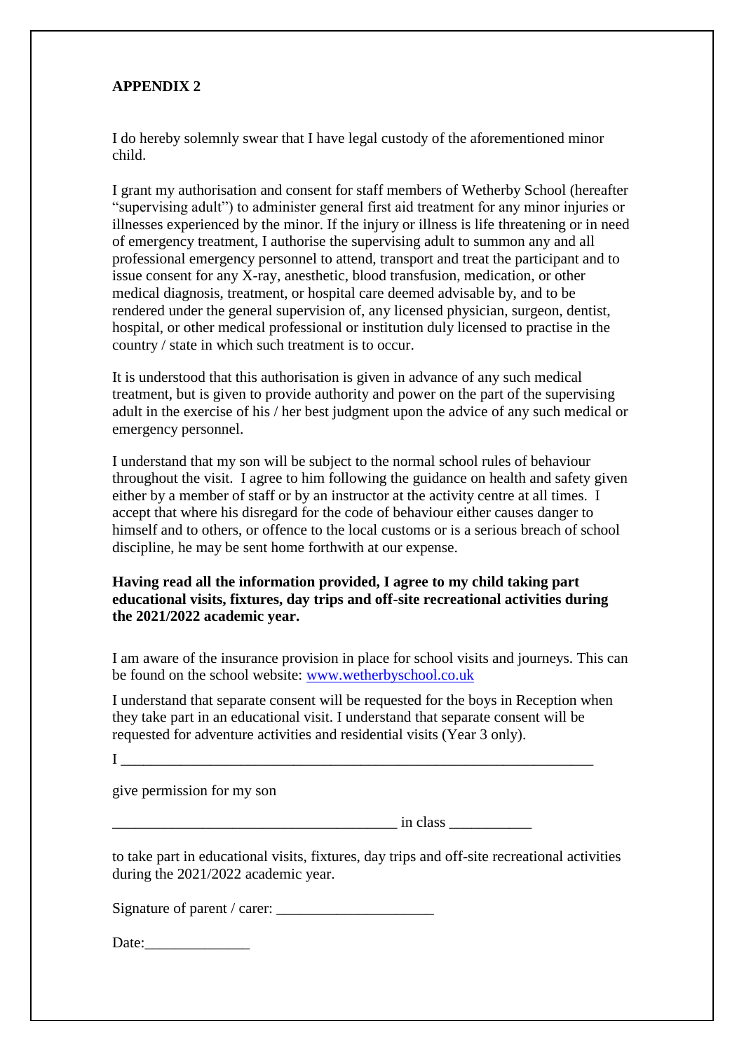**APPENDIX 2**

I do hereby solemnly swear that I have legal custody of the aforementioned minor child.

I grant my authorisation and consent for staff members of Wetherby School (hereafter "supervising adult") to administer general first aid treatment for any minor injuries or illnesses experienced by the minor. If the injury or illness is life threatening or in need of emergency treatment, I authorise the supervising adult to summon any and all professional emergency personnel to attend, transport and treat the participant and to issue consent for any X-ray, anesthetic, blood transfusion, medication, or other medical diagnosis, treatment, or hospital care deemed advisable by, and to be rendered under the general supervision of, any licensed physician, surgeon, dentist, hospital, or other medical professional or institution duly licensed to practise in the country / state in which such treatment is to occur.

It is understood that this authorisation is given in advance of any such medical treatment, but is given to provide authority and power on the part of the supervising adult in the exercise of his / her best judgment upon the advice of any such medical or emergency personnel.

I understand that my son will be subject to the normal school rules of behaviour throughout the visit. I agree to him following the guidance on health and safety given either by a member of staff or by an instructor at the activity centre at all times. I accept that where his disregard for the code of behaviour either causes danger to himself and to others, or offence to the local customs or is a serious breach of school discipline, he may be sent home forthwith at our expense.

**Having read all the information provided, I agree to my child taking part educational visits, fixtures, day trips and off-site recreational activities during the 2021/2022 academic year.**

I am aware of the insurance provision in place for school visits and journeys. This can be found on the school website: [www.wetherbyschool.co.uk](http://www.wetherbyschool.co.uk)

I understand that separate consent will be requested for the boys in Reception when they take part in an educational visit. I understand that separate consent will be requested for adventure activities and residential visits (Year 3 only).

I ________________________________________________________________

give permission for my son

_____________________________________ in class ___________

to take part in educational visits, fixtures, day trips and off-site recreational activities during the 2021/2022 academic year.

Signature of parent / carer: _____________________

Date:______________